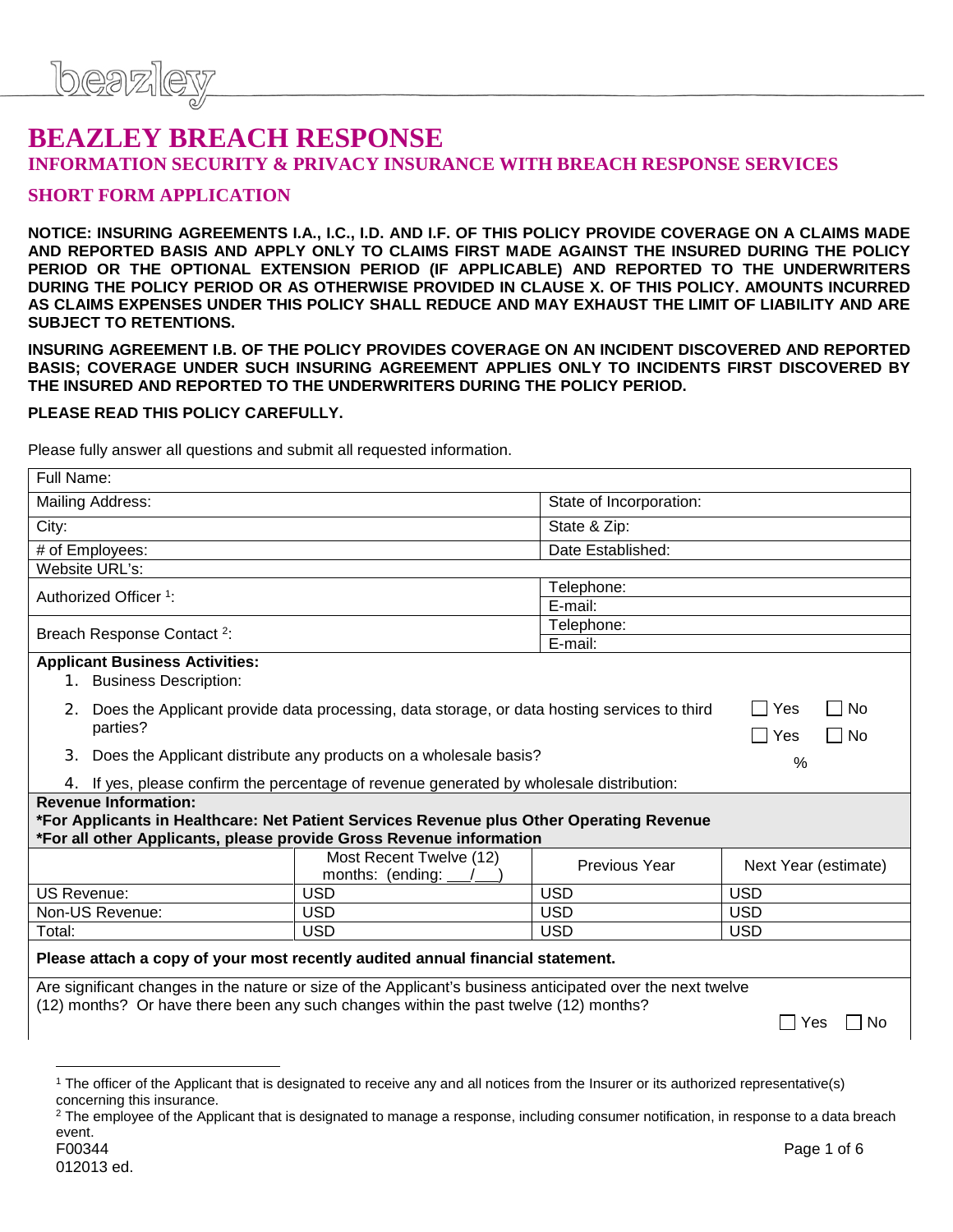# BEAZLEY BREACH RESPONSE

## INFORMATION SECURITY & PRIVACY INSURANCE WITH BREACH RESPONSE SERVICES

## SHORT FORM APPLICATION

**NOTICE: INSURING AGREEMENTS I.A., I.C., I.D. AND I.F. OF THIS POLICY PROVIDE COVERAGE ON A CLAIMS MADE AND REPORTED BASIS AND APPLY ONLY TO CLAIMS FIRST MADE AGAINST THE INSURED DURING THE POLICY PERIOD OR THE OPTIONAL EXTENSION PERIOD (IF APPLICABLE) AND REPORTED TO THE UNDERWRITERS DURING THE POLICY PERIOD OR AS OTHERWISE PROVIDED IN CLAUSE X. OF THIS POLICY. AMOUNTS INCURRED AS CLAIMS EXPENSES UNDER THIS POLICY SHALL REDUCE AND MAY EXHAUST THE LIMIT OF LIABILITY AND ARE SUBJECT TO RETENTIONS.**

**INSURING AGREEMENT I.B. OF THE POLICY PROVIDES COVERAGE ON AN INCIDENT DISCOVERED AND REPORTED BASIS; COVERAGE UNDER SUCH INSURING AGREEMENT APPLIES ONLY TO INCIDENTS FIRST DISCOVERED BY THE INSURED AND REPORTED TO THE UNDERWRITERS DURING THE POLICY PERIOD.**

**PLEASE READ THIS POLICY CAREFULLY.**

Please fully answer all questions and submit all requested information.

| Full Name: | |
|---|---|
| Mailing Address: | State of Incorporation: |
| City: | State & Zip: |
| # of Employees: | Date Established: |
| Website URL's: | |
| Authorized Officer [1]: | Telephone: |
| | E-mail: |
| Breach Response Contact [2]: | Telephone: |
| | E-mail: |

**Applicant Business Activities:**

1. Business Description:
2. Does the Applicant provide data processing, data storage, or data hosting services to third parties? ☐ Yes ☐ No
3. Does the Applicant distribute any products on a wholesale basis? ☐ Yes ☐ No
4. If yes, please confirm the percentage of revenue generated by wholesale distribution: %

**Revenue Information:**
**\*For Applicants in Healthcare: Net Patient Services Revenue plus Other Operating Revenue**
**\*For all other Applicants, please provide Gross Revenue information**

| | Most Recent Twelve (12) months: (ending: ___/___) | Previous Year | Next Year (estimate) |
|---|---|---|---|
| US Revenue: | USD | USD | USD |
| Non-US Revenue: | USD | USD | USD |
| Total: | USD | USD | USD |

**Please attach a copy of your most recently audited annual financial statement.**

Are significant changes in the nature or size of the Applicant's business anticipated over the next twelve (12) months? Or have there been any such changes within the past twelve (12) months? ☐ Yes ☐ No

[1] The officer of the Applicant that is designated to receive any and all notices from the Insurer or its authorized representative(s) concerning this insurance.

[2] The employee of the Applicant that is designated to manage a response, including consumer notification, in response to a data breach event.

F00344
012013 ed.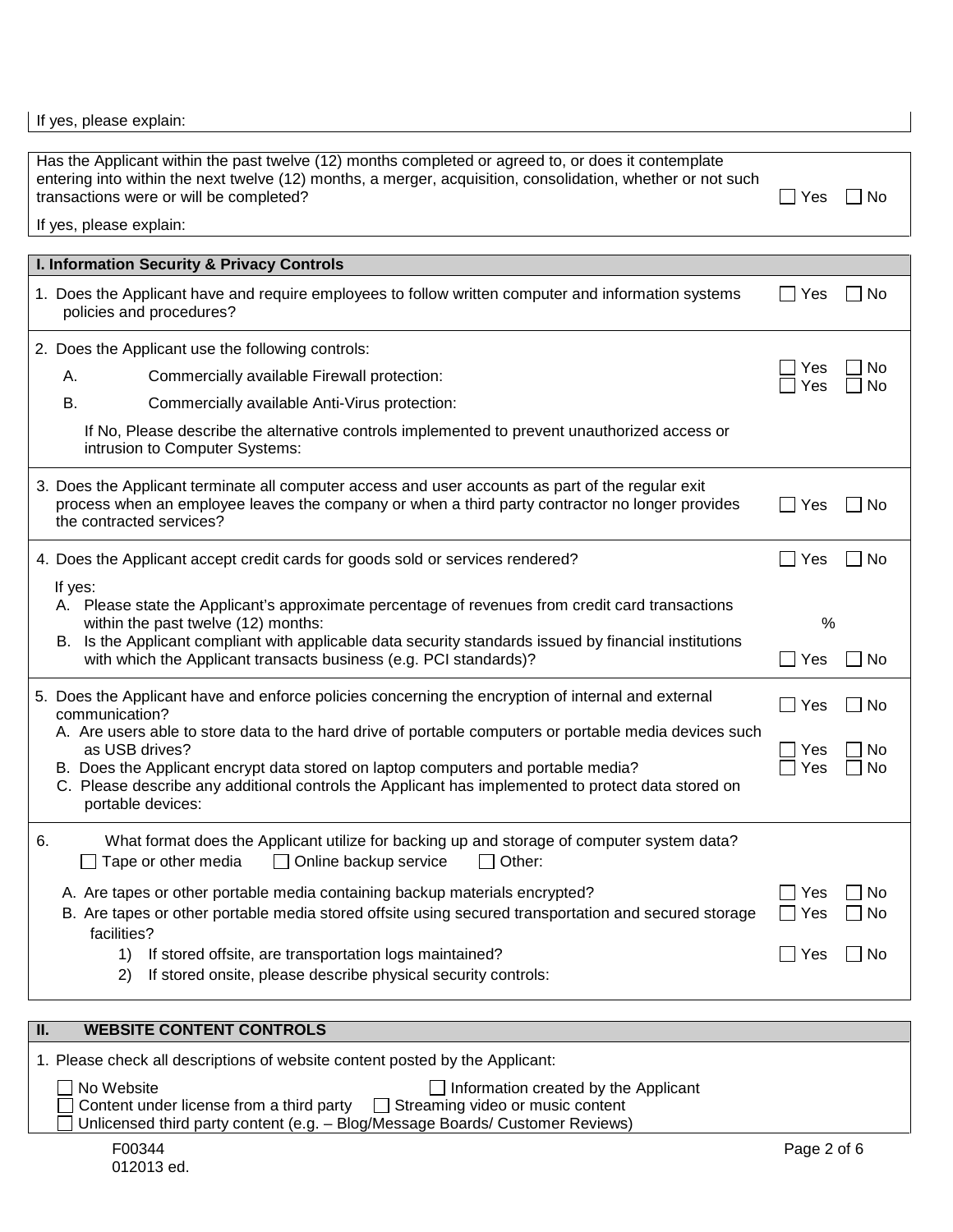If yes, please explain:

Has the Applicant within the past twelve (12) months completed or agreed to, or does it contemplate entering into within the next twelve (12) months, a merger, acquisition, consolidation, whether or not such transactions were or will be completed? ☐ Yes ☐ No

If yes, please explain:

## I. Information Security & Privacy Controls

1. Does the Applicant have and require employees to follow written computer and information systems policies and procedures? ☐ Yes ☐ No

2. Does the Applicant use the following controls:
   - A. Commercially available Firewall protection: ☐ Yes ☐ No
   - B. Commercially available Anti-Virus protection: ☐ Yes ☐ No

   If No, Please describe the alternative controls implemented to prevent unauthorized access or intrusion to Computer Systems:

3. Does the Applicant terminate all computer access and user accounts as part of the regular exit process when an employee leaves the company or when a third party contractor no longer provides the contracted services? ☐ Yes ☐ No

4. Does the Applicant accept credit cards for goods sold or services rendered? ☐ Yes ☐ No

   If yes:
   - A. Please state the Applicant's approximate percentage of revenues from credit card transactions within the past twelve (12) months: %
   - B. Is the Applicant compliant with applicable data security standards issued by financial institutions with which the Applicant transacts business (e.g. PCI standards)? ☐ Yes ☐ No

5. Does the Applicant have and enforce policies concerning the encryption of internal and external communication? ☐ Yes ☐ No
   - A. Are users able to store data to the hard drive of portable computers or portable media devices such as USB drives? ☐ Yes ☐ No
   - B. Does the Applicant encrypt data stored on laptop computers and portable media? ☐ Yes ☐ No
   - C. Please describe any additional controls the Applicant has implemented to protect data stored on portable devices:

6. What format does the Applicant utilize for backing up and storage of computer system data?

   ☐ Tape or other media ☐ Online backup service ☐ Other:

   - A. Are tapes or other portable media containing backup materials encrypted? ☐ Yes ☐ No
   - B. Are tapes or other portable media stored offsite using secured transportation and secured storage facilities? ☐ Yes ☐ No
     1) If stored offsite, are transportation logs maintained? ☐ Yes ☐ No
     2) If stored onsite, please describe physical security controls:

## II. WEBSITE CONTENT CONTROLS

1. Please check all descriptions of website content posted by the Applicant:

   ☐ No Website ☐ Information created by the Applicant
   ☐ Content under license from a third party ☐ Streaming video or music content
   ☐ Unlicensed third party content (e.g. – Blog/Message Boards/ Customer Reviews)

F00344
012013 ed.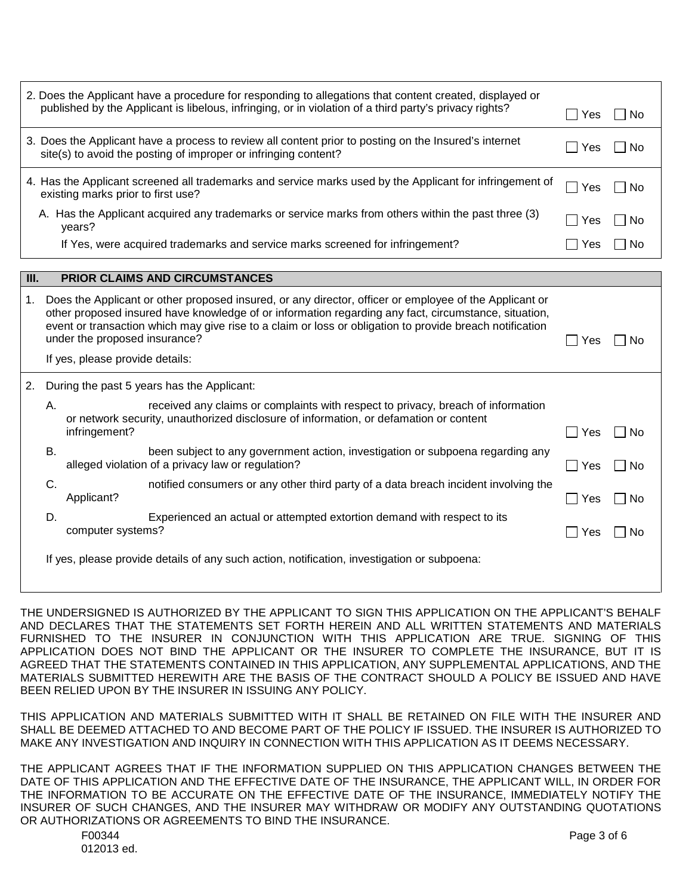2. Does the Applicant have a procedure for responding to allegations that content created, displayed or published by the Applicant is libelous, infringing, or in violation of a third party's privacy rights? ☐ Yes ☐ No

3. Does the Applicant have a process to review all content prior to posting on the Insured's internet site(s) to avoid the posting of improper or infringing content? ☐ Yes ☐ No

4. Has the Applicant screened all trademarks and service marks used by the Applicant for infringement of existing marks prior to first use? ☐ Yes ☐ No

   A. Has the Applicant acquired any trademarks or service marks from others within the past three (3) years? ☐ Yes ☐ No

   If Yes, were acquired trademarks and service marks screened for infringement? ☐ Yes ☐ No

## III. PRIOR CLAIMS AND CIRCUMSTANCES

1. Does the Applicant or other proposed insured, or any director, officer or employee of the Applicant or other proposed insured have knowledge of or information regarding any fact, circumstance, situation, event or transaction which may give rise to a claim or loss or obligation to provide breach notification under the proposed insurance? ☐ Yes ☐ No

   If yes, please provide details:

2. During the past 5 years has the Applicant:

   A. received any claims or complaints with respect to privacy, breach of information or network security, unauthorized disclosure of information, or defamation or content infringement? ☐ Yes ☐ No

   B. been subject to any government action, investigation or subpoena regarding any alleged violation of a privacy law or regulation? ☐ Yes ☐ No

   C. notified consumers or any other third party of a data breach incident involving the Applicant? ☐ Yes ☐ No

   D. Experienced an actual or attempted extortion demand with respect to its computer systems? ☐ Yes ☐ No

   If yes, please provide details of any such action, notification, investigation or subpoena:

THE UNDERSIGNED IS AUTHORIZED BY THE APPLICANT TO SIGN THIS APPLICATION ON THE APPLICANT'S BEHALF AND DECLARES THAT THE STATEMENTS SET FORTH HEREIN AND ALL WRITTEN STATEMENTS AND MATERIALS FURNISHED TO THE INSURER IN CONJUNCTION WITH THIS APPLICATION ARE TRUE. SIGNING OF THIS APPLICATION DOES NOT BIND THE APPLICANT OR THE INSURER TO COMPLETE THE INSURANCE, BUT IT IS AGREED THAT THE STATEMENTS CONTAINED IN THIS APPLICATION, ANY SUPPLEMENTAL APPLICATIONS, AND THE MATERIALS SUBMITTED HEREWITH ARE THE BASIS OF THE CONTRACT SHOULD A POLICY BE ISSUED AND HAVE BEEN RELIED UPON BY THE INSURER IN ISSUING ANY POLICY.

THIS APPLICATION AND MATERIALS SUBMITTED WITH IT SHALL BE RETAINED ON FILE WITH THE INSURER AND SHALL BE DEEMED ATTACHED TO AND BECOME PART OF THE POLICY IF ISSUED. THE INSURER IS AUTHORIZED TO MAKE ANY INVESTIGATION AND INQUIRY IN CONNECTION WITH THIS APPLICATION AS IT DEEMS NECESSARY.

THE APPLICANT AGREES THAT IF THE INFORMATION SUPPLIED ON THIS APPLICATION CHANGES BETWEEN THE DATE OF THIS APPLICATION AND THE EFFECTIVE DATE OF THE INSURANCE, THE APPLICANT WILL, IN ORDER FOR THE INFORMATION TO BE ACCURATE ON THE EFFECTIVE DATE OF THE INSURANCE, IMMEDIATELY NOTIFY THE INSURER OF SUCH CHANGES, AND THE INSURER MAY WITHDRAW OR MODIFY ANY OUTSTANDING QUOTATIONS OR AUTHORIZATIONS OR AGREEMENTS TO BIND THE INSURANCE.

F00344
012013 ed.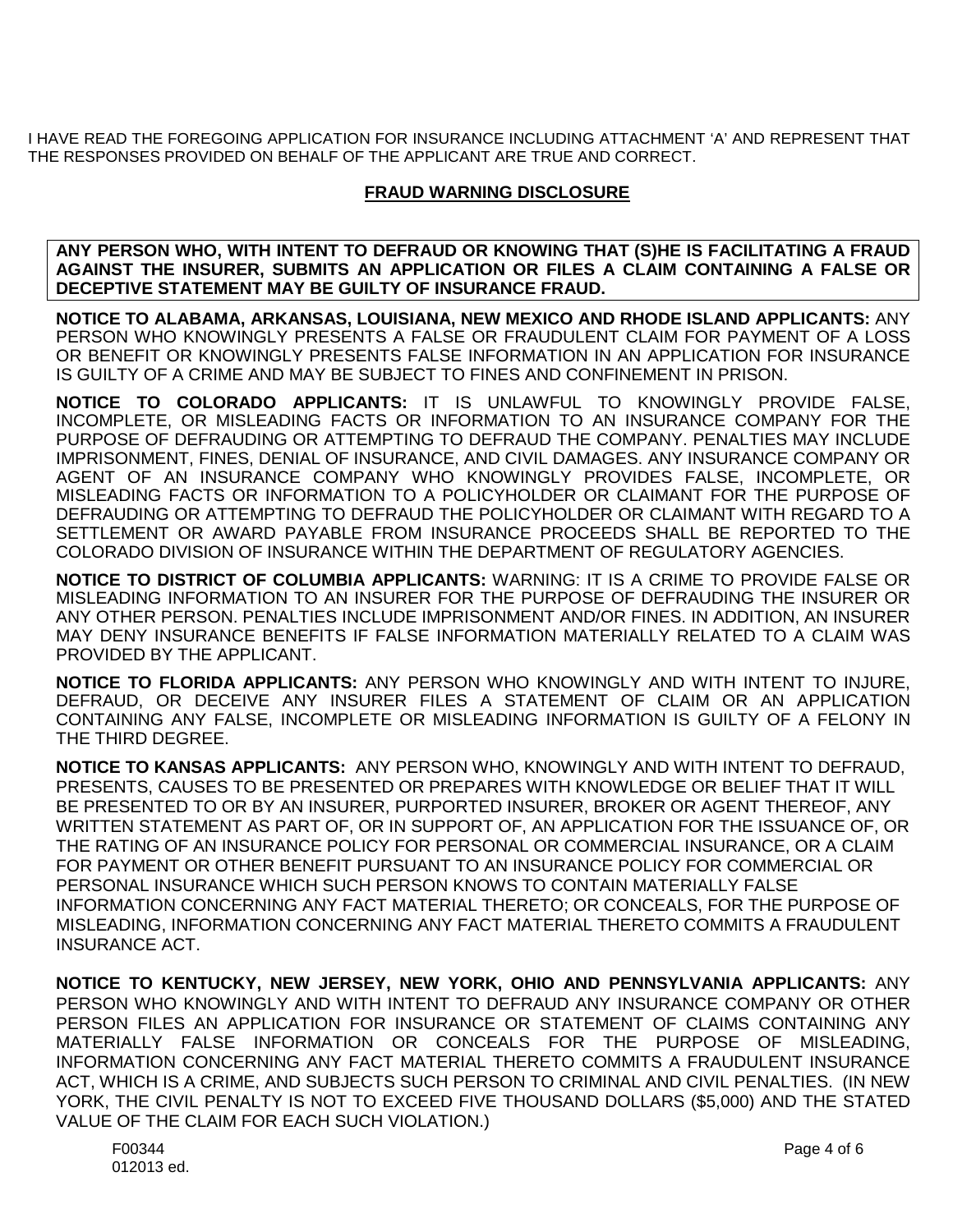I HAVE READ THE FOREGOING APPLICATION FOR INSURANCE INCLUDING ATTACHMENT 'A' AND REPRESENT THAT THE RESPONSES PROVIDED ON BEHALF OF THE APPLICANT ARE TRUE AND CORRECT.

## FRAUD WARNING DISCLOSURE

**ANY PERSON WHO, WITH INTENT TO DEFRAUD OR KNOWING THAT (S)HE IS FACILITATING A FRAUD AGAINST THE INSURER, SUBMITS AN APPLICATION OR FILES A CLAIM CONTAINING A FALSE OR DECEPTIVE STATEMENT MAY BE GUILTY OF INSURANCE FRAUD.**

**NOTICE TO ALABAMA, ARKANSAS, LOUISIANA, NEW MEXICO AND RHODE ISLAND APPLICANTS:** ANY PERSON WHO KNOWINGLY PRESENTS A FALSE OR FRAUDULENT CLAIM FOR PAYMENT OF A LOSS OR BENEFIT OR KNOWINGLY PRESENTS FALSE INFORMATION IN AN APPLICATION FOR INSURANCE IS GUILTY OF A CRIME AND MAY BE SUBJECT TO FINES AND CONFINEMENT IN PRISON.

**NOTICE TO COLORADO APPLICANTS:** IT IS UNLAWFUL TO KNOWINGLY PROVIDE FALSE, INCOMPLETE, OR MISLEADING FACTS OR INFORMATION TO AN INSURANCE COMPANY FOR THE PURPOSE OF DEFRAUDING OR ATTEMPTING TO DEFRAUD THE COMPANY. PENALTIES MAY INCLUDE IMPRISONMENT, FINES, DENIAL OF INSURANCE, AND CIVIL DAMAGES. ANY INSURANCE COMPANY OR AGENT OF AN INSURANCE COMPANY WHO KNOWINGLY PROVIDES FALSE, INCOMPLETE, OR MISLEADING FACTS OR INFORMATION TO A POLICYHOLDER OR CLAIMANT FOR THE PURPOSE OF DEFRAUDING OR ATTEMPTING TO DEFRAUD THE POLICYHOLDER OR CLAIMANT WITH REGARD TO A SETTLEMENT OR AWARD PAYABLE FROM INSURANCE PROCEEDS SHALL BE REPORTED TO THE COLORADO DIVISION OF INSURANCE WITHIN THE DEPARTMENT OF REGULATORY AGENCIES.

**NOTICE TO DISTRICT OF COLUMBIA APPLICANTS:** WARNING: IT IS A CRIME TO PROVIDE FALSE OR MISLEADING INFORMATION TO AN INSURER FOR THE PURPOSE OF DEFRAUDING THE INSURER OR ANY OTHER PERSON. PENALTIES INCLUDE IMPRISONMENT AND/OR FINES. IN ADDITION, AN INSURER MAY DENY INSURANCE BENEFITS IF FALSE INFORMATION MATERIALLY RELATED TO A CLAIM WAS PROVIDED BY THE APPLICANT.

**NOTICE TO FLORIDA APPLICANTS:** ANY PERSON WHO KNOWINGLY AND WITH INTENT TO INJURE, DEFRAUD, OR DECEIVE ANY INSURER FILES A STATEMENT OF CLAIM OR AN APPLICATION CONTAINING ANY FALSE, INCOMPLETE OR MISLEADING INFORMATION IS GUILTY OF A FELONY IN THE THIRD DEGREE.

**NOTICE TO KANSAS APPLICANTS:** ANY PERSON WHO, KNOWINGLY AND WITH INTENT TO DEFRAUD, PRESENTS, CAUSES TO BE PRESENTED OR PREPARES WITH KNOWLEDGE OR BELIEF THAT IT WILL BE PRESENTED TO OR BY AN INSURER, PURPORTED INSURER, BROKER OR AGENT THEREOF, ANY WRITTEN STATEMENT AS PART OF, OR IN SUPPORT OF, AN APPLICATION FOR THE ISSUANCE OF, OR THE RATING OF AN INSURANCE POLICY FOR PERSONAL OR COMMERCIAL INSURANCE, OR A CLAIM FOR PAYMENT OR OTHER BENEFIT PURSUANT TO AN INSURANCE POLICY FOR COMMERCIAL OR PERSONAL INSURANCE WHICH SUCH PERSON KNOWS TO CONTAIN MATERIALLY FALSE INFORMATION CONCERNING ANY FACT MATERIAL THERETO; OR CONCEALS, FOR THE PURPOSE OF MISLEADING, INFORMATION CONCERNING ANY FACT MATERIAL THERETO COMMITS A FRAUDULENT INSURANCE ACT.

**NOTICE TO KENTUCKY, NEW JERSEY, NEW YORK, OHIO AND PENNSYLVANIA APPLICANTS:** ANY PERSON WHO KNOWINGLY AND WITH INTENT TO DEFRAUD ANY INSURANCE COMPANY OR OTHER PERSON FILES AN APPLICATION FOR INSURANCE OR STATEMENT OF CLAIMS CONTAINING ANY MATERIALLY FALSE INFORMATION OR CONCEALS FOR THE PURPOSE OF MISLEADING, INFORMATION CONCERNING ANY FACT MATERIAL THERETO COMMITS A FRAUDULENT INSURANCE ACT, WHICH IS A CRIME, AND SUBJECTS SUCH PERSON TO CRIMINAL AND CIVIL PENALTIES. (IN NEW YORK, THE CIVIL PENALTY IS NOT TO EXCEED FIVE THOUSAND DOLLARS ($5,000) AND THE STATED VALUE OF THE CLAIM FOR EACH SUCH VIOLATION.)

F00344
012013 ed.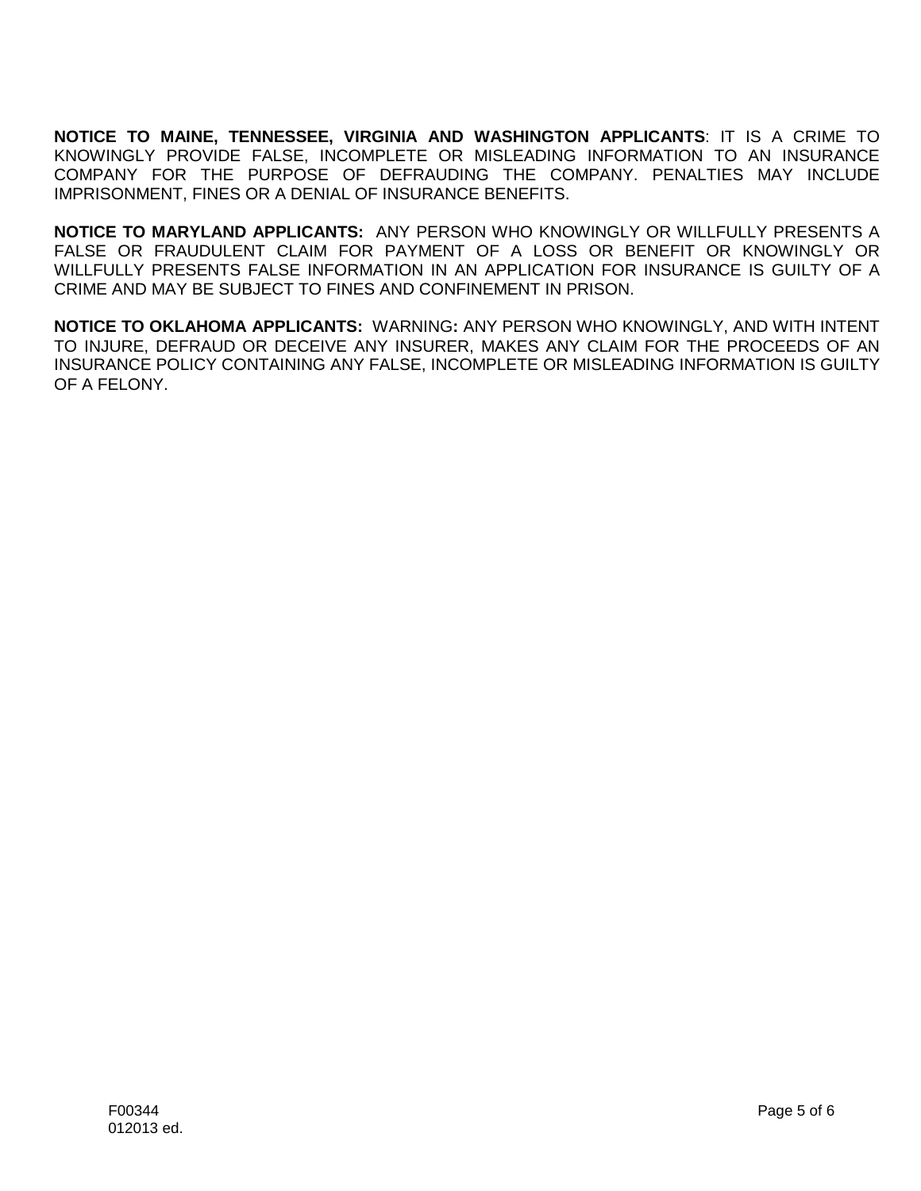**NOTICE TO MAINE, TENNESSEE, VIRGINIA AND WASHINGTON APPLICANTS**: IT IS A CRIME TO KNOWINGLY PROVIDE FALSE, INCOMPLETE OR MISLEADING INFORMATION TO AN INSURANCE COMPANY FOR THE PURPOSE OF DEFRAUDING THE COMPANY. PENALTIES MAY INCLUDE IMPRISONMENT, FINES OR A DENIAL OF INSURANCE BENEFITS.

**NOTICE TO MARYLAND APPLICANTS:** ANY PERSON WHO KNOWINGLY OR WILLFULLY PRESENTS A FALSE OR FRAUDULENT CLAIM FOR PAYMENT OF A LOSS OR BENEFIT OR KNOWINGLY OR WILLFULLY PRESENTS FALSE INFORMATION IN AN APPLICATION FOR INSURANCE IS GUILTY OF A CRIME AND MAY BE SUBJECT TO FINES AND CONFINEMENT IN PRISON.

**NOTICE TO OKLAHOMA APPLICANTS:** WARNING**:** ANY PERSON WHO KNOWINGLY, AND WITH INTENT TO INJURE, DEFRAUD OR DECEIVE ANY INSURER, MAKES ANY CLAIM FOR THE PROCEEDS OF AN INSURANCE POLICY CONTAINING ANY FALSE, INCOMPLETE OR MISLEADING INFORMATION IS GUILTY OF A FELONY.

F00344
012013 ed.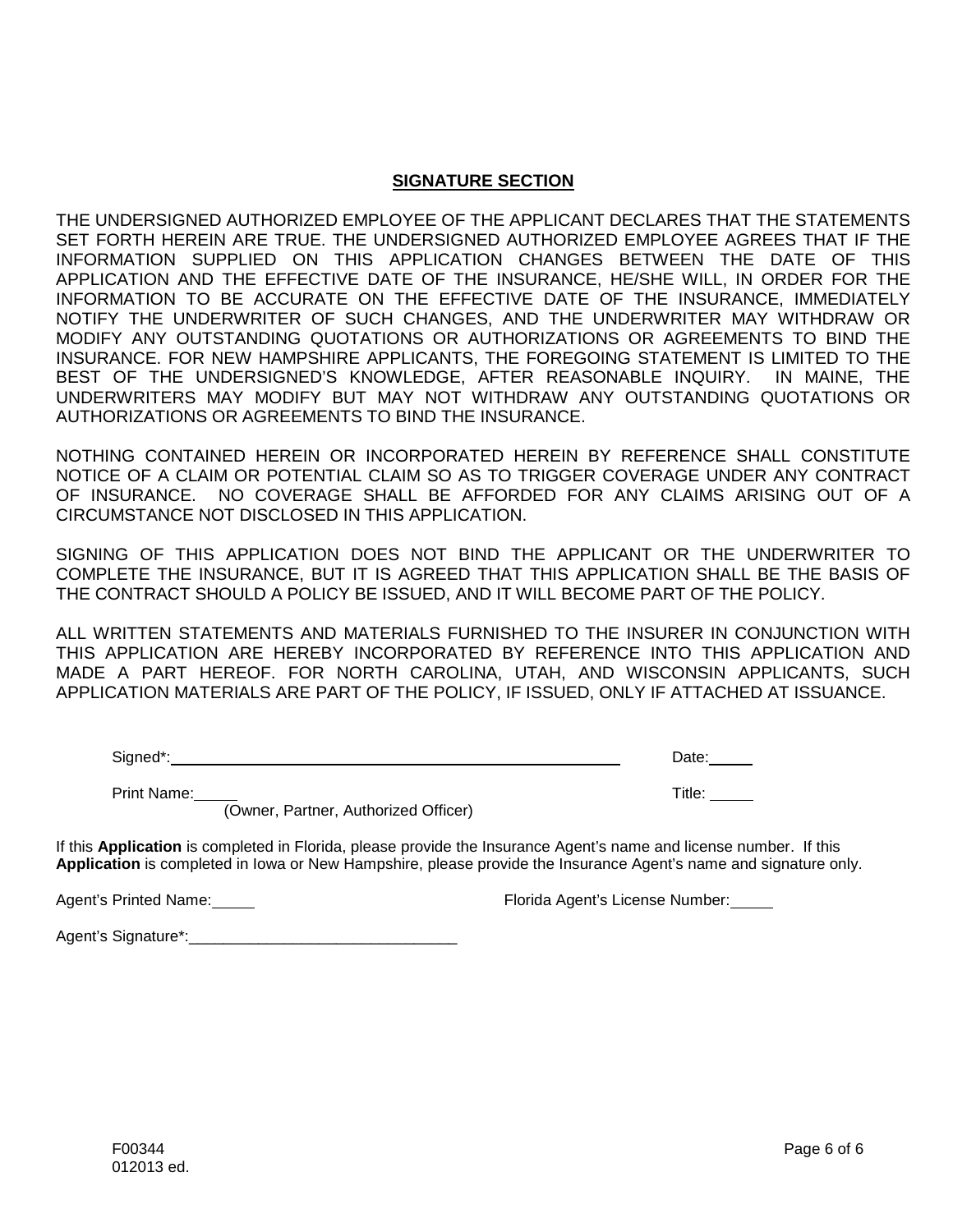## SIGNATURE SECTION

THE UNDERSIGNED AUTHORIZED EMPLOYEE OF THE APPLICANT DECLARES THAT THE STATEMENTS SET FORTH HEREIN ARE TRUE. THE UNDERSIGNED AUTHORIZED EMPLOYEE AGREES THAT IF THE INFORMATION SUPPLIED ON THIS APPLICATION CHANGES BETWEEN THE DATE OF THIS APPLICATION AND THE EFFECTIVE DATE OF THE INSURANCE, HE/SHE WILL, IN ORDER FOR THE INFORMATION TO BE ACCURATE ON THE EFFECTIVE DATE OF THE INSURANCE, IMMEDIATELY NOTIFY THE UNDERWRITER OF SUCH CHANGES, AND THE UNDERWRITER MAY WITHDRAW OR MODIFY ANY OUTSTANDING QUOTATIONS OR AUTHORIZATIONS OR AGREEMENTS TO BIND THE INSURANCE. FOR NEW HAMPSHIRE APPLICANTS, THE FOREGOING STATEMENT IS LIMITED TO THE BEST OF THE UNDERSIGNED'S KNOWLEDGE, AFTER REASONABLE INQUIRY. IN MAINE, THE UNDERWRITERS MAY MODIFY BUT MAY NOT WITHDRAW ANY OUTSTANDING QUOTATIONS OR AUTHORIZATIONS OR AGREEMENTS TO BIND THE INSURANCE.

NOTHING CONTAINED HEREIN OR INCORPORATED HEREIN BY REFERENCE SHALL CONSTITUTE NOTICE OF A CLAIM OR POTENTIAL CLAIM SO AS TO TRIGGER COVERAGE UNDER ANY CONTRACT OF INSURANCE. NO COVERAGE SHALL BE AFFORDED FOR ANY CLAIMS ARISING OUT OF A CIRCUMSTANCE NOT DISCLOSED IN THIS APPLICATION.

SIGNING OF THIS APPLICATION DOES NOT BIND THE APPLICANT OR THE UNDERWRITER TO COMPLETE THE INSURANCE, BUT IT IS AGREED THAT THIS APPLICATION SHALL BE THE BASIS OF THE CONTRACT SHOULD A POLICY BE ISSUED, AND IT WILL BECOME PART OF THE POLICY.

ALL WRITTEN STATEMENTS AND MATERIALS FURNISHED TO THE INSURER IN CONJUNCTION WITH THIS APPLICATION ARE HEREBY INCORPORATED BY REFERENCE INTO THIS APPLICATION AND MADE A PART HEREOF. FOR NORTH CAROLINA, UTAH, AND WISCONSIN APPLICANTS, SUCH APPLICATION MATERIALS ARE PART OF THE POLICY, IF ISSUED, ONLY IF ATTACHED AT ISSUANCE.

Signed*: ______________________________ Date: _____

Print Name: _____ (Owner, Partner, Authorized Officer) Title: _____

If this **Application** is completed in Florida, please provide the Insurance Agent's name and license number. If this **Application** is completed in Iowa or New Hampshire, please provide the Insurance Agent's name and signature only.

Agent's Printed Name: _____ Florida Agent's License Number: _____

Agent's Signature*: _______________________________

F00344
012013 ed.